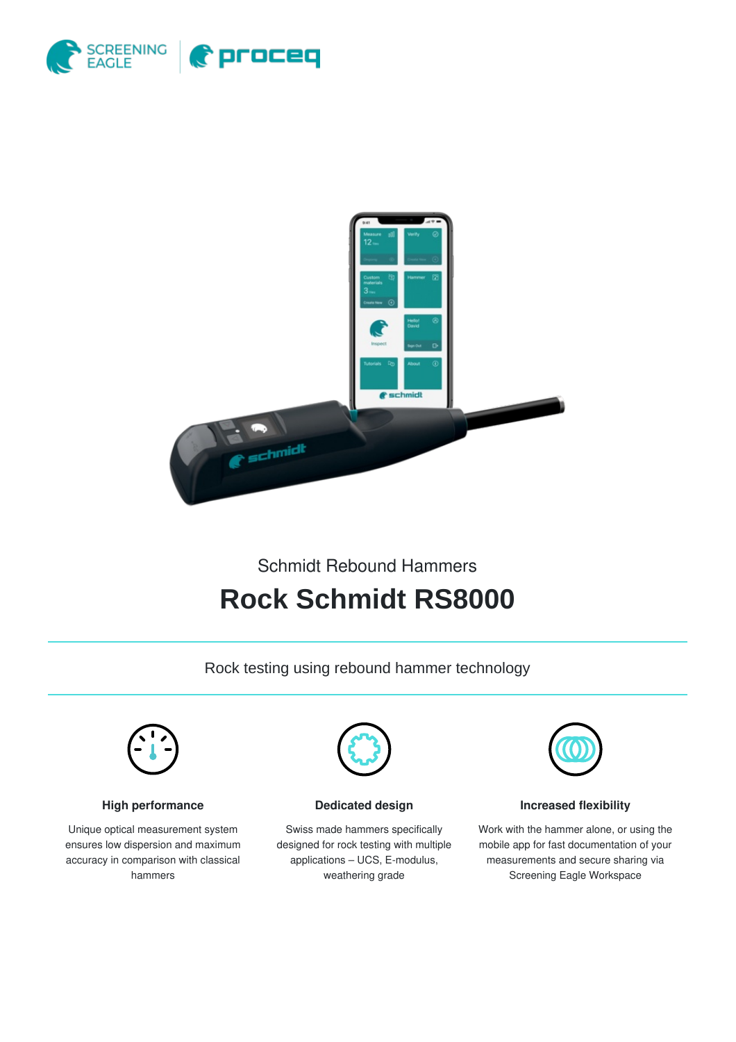Schmidt Rebound Hammers

# Rock Schmidt RS8000

Rock testing using rebound hammer technology

### High performance

Unique optical measurement system ensures low dispersion and maximum accuracy in comparison with classical hammers

### Dedicated design

Swiss made hammers specifically designed for rock testing with multiple applications – UCS, E-modulus, weathering grade

### Increased flexibility

Work with the hammer alone, or using the mobile app for fast documentation of your measurements and secure sharing via Screening Eagle Workspace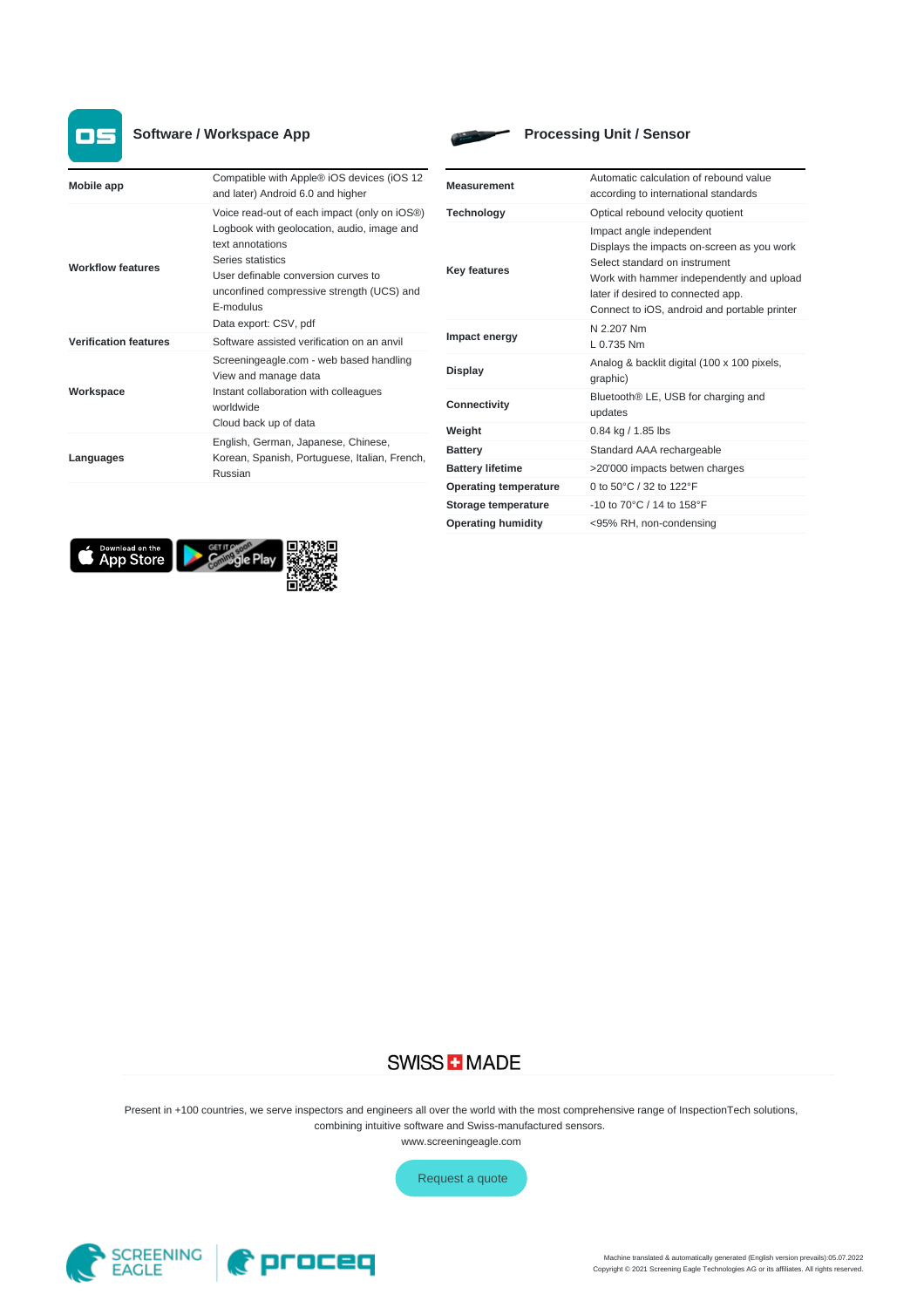## Software / Workspace App

| | |
|---|---|
| **Mobile app** | Compatible with Apple® iOS devices (iOS 12 and later) Android 6.0 and higher |
| **Workflow features** | Voice read-out of each impact (only on iOS®)<br>Logbook with geolocation, audio, image and text annotations<br>Series statistics<br>User definable conversion curves to unconfined compressive strength (UCS) and E-modulus<br>Data export: CSV, pdf |
| **Verification features** | Software assisted verification on an anvil |
| **Workspace** | Screeningeagle.com - web based handling<br>View and manage data<br>Instant collaboration with colleagues worldwide<br>Cloud back up of data |
| **Languages** | English, German, Japanese, Chinese, Korean, Spanish, Portuguese, Italian, French, Russian |

Download on the App Store

GET IT ON Google Play (Coming soon)

## Processing Unit / Sensor

| | |
|---|---|
| **Measurement** | Automatic calculation of rebound value according to international standards |
| **Technology** | Optical rebound velocity quotient |
| **Key features** | Impact angle independent<br>Displays the impacts on-screen as you work<br>Select standard on instrument<br>Work with hammer independently and upload later if desired to connected app.<br>Connect to iOS, android and portable printer |
| **Impact energy** | N 2.207 Nm<br>L 0.735 Nm |
| **Display** | Analog & backlit digital (100 x 100 pixels, graphic) |
| **Connectivity** | Bluetooth® LE, USB for charging and updates |
| **Weight** | 0.84 kg / 1.85 lbs |
| **Battery** | Standard AAA rechargeable |
| **Battery lifetime** | >20'000 impacts betwen charges |
| **Operating temperature** | 0 to 50°C / 32 to 122°F |
| **Storage temperature** | -10 to 70°C / 14 to 158°F |
| **Operating humidity** | <95% RH, non-condensing |

SWISS MADE

Present in +100 countries, we serve inspectors and engineers all over the world with the most comprehensive range of InspectionTech solutions, combining intuitive software and Swiss-manufactured sensors.
www.screeningeagle.com

Request a quote

SCREENING EAGLE proceq

Machine translated & automatically generated (English version prevails):05.07.2022
Copyright © 2021 Screening Eagle Technologies AG or its affiliates. All rights reserved.